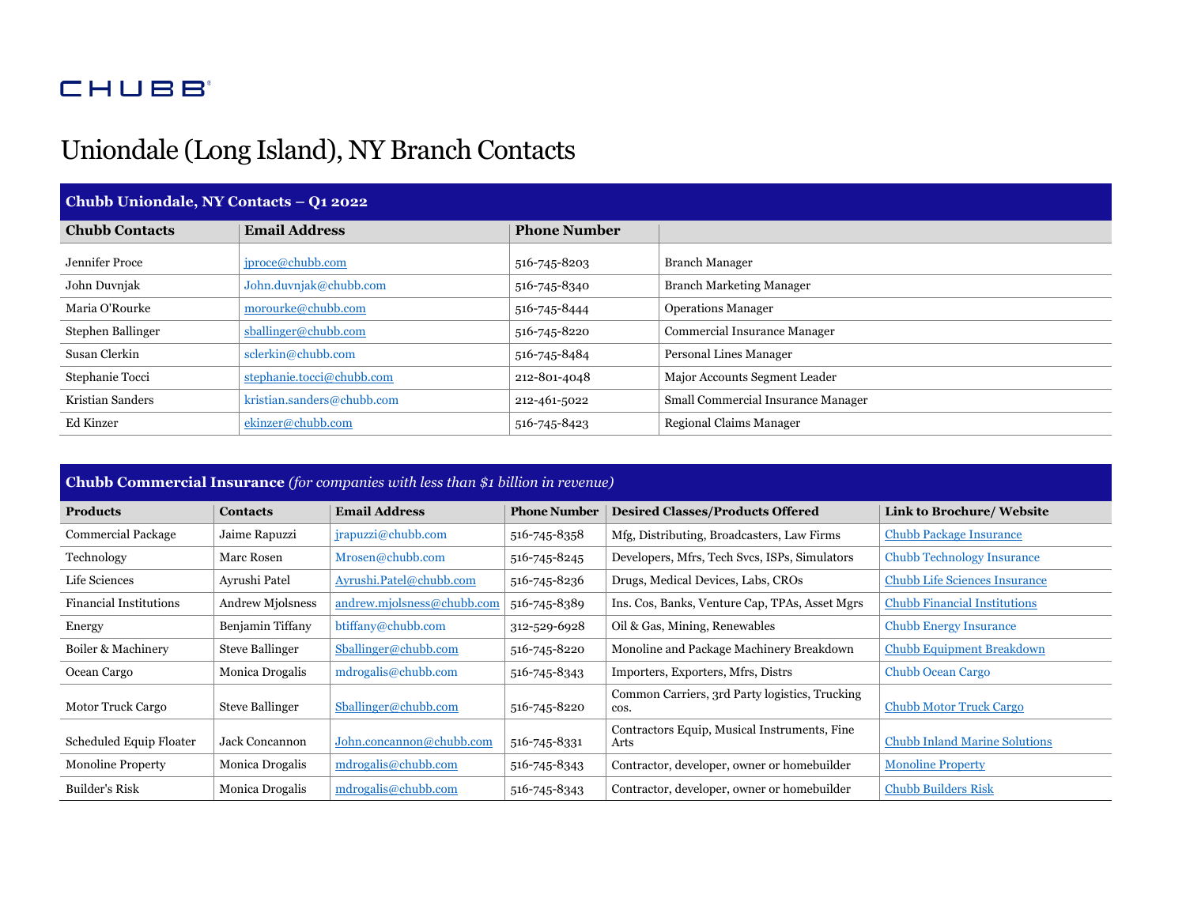CHUBB

# Uniondale (Long Island), NY Branch Contacts

| Chubb Uniondale, NY Contacts – Q1 2022 | | | |
|---|---|---|---|
| **Chubb Contacts** | **Email Address** | **Phone Number** | |
| Jennifer Proce | jproce@chubb.com | 516-745-8203 | Branch Manager |
| John Duvnjak | John.duvnjak@chubb.com | 516-745-8340 | Branch Marketing Manager |
| Maria O'Rourke | morourke@chubb.com | 516-745-8444 | Operations Manager |
| Stephen Ballinger | sballinger@chubb.com | 516-745-8220 | Commercial Insurance Manager |
| Susan Clerkin | sclerkin@chubb.com | 516-745-8484 | Personal Lines Manager |
| Stephanie Tocci | stephanie.tocci@chubb.com | 212-801-4048 | Major Accounts Segment Leader |
| Kristian Sanders | kristian.sanders@chubb.com | 212-461-5022 | Small Commercial Insurance Manager |
| Ed Kinzer | ekinzer@chubb.com | 516-745-8423 | Regional Claims Manager |

| **Chubb Commercial Insurance** *(for companies with less than $1 billion in revenue)* | | | | | |
|---|---|---|---|---|---|
| **Products** | **Contacts** | **Email Address** | **Phone Number** | **Desired Classes/Products Offered** | **Link to Brochure/ Website** |
| Commercial Package | Jaime Rapuzzi | jrapuzzi@chubb.com | 516-745-8358 | Mfg, Distributing, Broadcasters, Law Firms | Chubb Package Insurance |
| Technology | Marc Rosen | Mrosen@chubb.com | 516-745-8245 | Developers, Mfrs, Tech Svcs, ISPs, Simulators | Chubb Technology Insurance |
| Life Sciences | Ayrushi Patel | Ayrushi.Patel@chubb.com | 516-745-8236 | Drugs, Medical Devices, Labs, CROs | Chubb Life Sciences Insurance |
| Financial Institutions | Andrew Mjolsness | andrew.mjolsness@chubb.com | 516-745-8389 | Ins. Cos, Banks, Venture Cap, TPAs, Asset Mgrs | Chubb Financial Institutions |
| Energy | Benjamin Tiffany | btiffany@chubb.com | 312-529-6928 | Oil & Gas, Mining, Renewables | Chubb Energy Insurance |
| Boiler & Machinery | Steve Ballinger | Sballinger@chubb.com | 516-745-8220 | Monoline and Package Machinery Breakdown | Chubb Equipment Breakdown |
| Ocean Cargo | Monica Drogalis | mdrogalis@chubb.com | 516-745-8343 | Importers, Exporters, Mfrs, Distrs | Chubb Ocean Cargo |
| Motor Truck Cargo | Steve Ballinger | Sballinger@chubb.com | 516-745-8220 | Common Carriers, 3rd Party logistics, Trucking cos. | Chubb Motor Truck Cargo |
| Scheduled Equip Floater | Jack Concannon | John.concannon@chubb.com | 516-745-8331 | Contractors Equip, Musical Instruments, Fine Arts | Chubb Inland Marine Solutions |
| Monoline Property | Monica Drogalis | mdrogalis@chubb.com | 516-745-8343 | Contractor, developer, owner or homebuilder | Monoline Property |
| Builder's Risk | Monica Drogalis | mdrogalis@chubb.com | 516-745-8343 | Contractor, developer, owner or homebuilder | Chubb Builders Risk |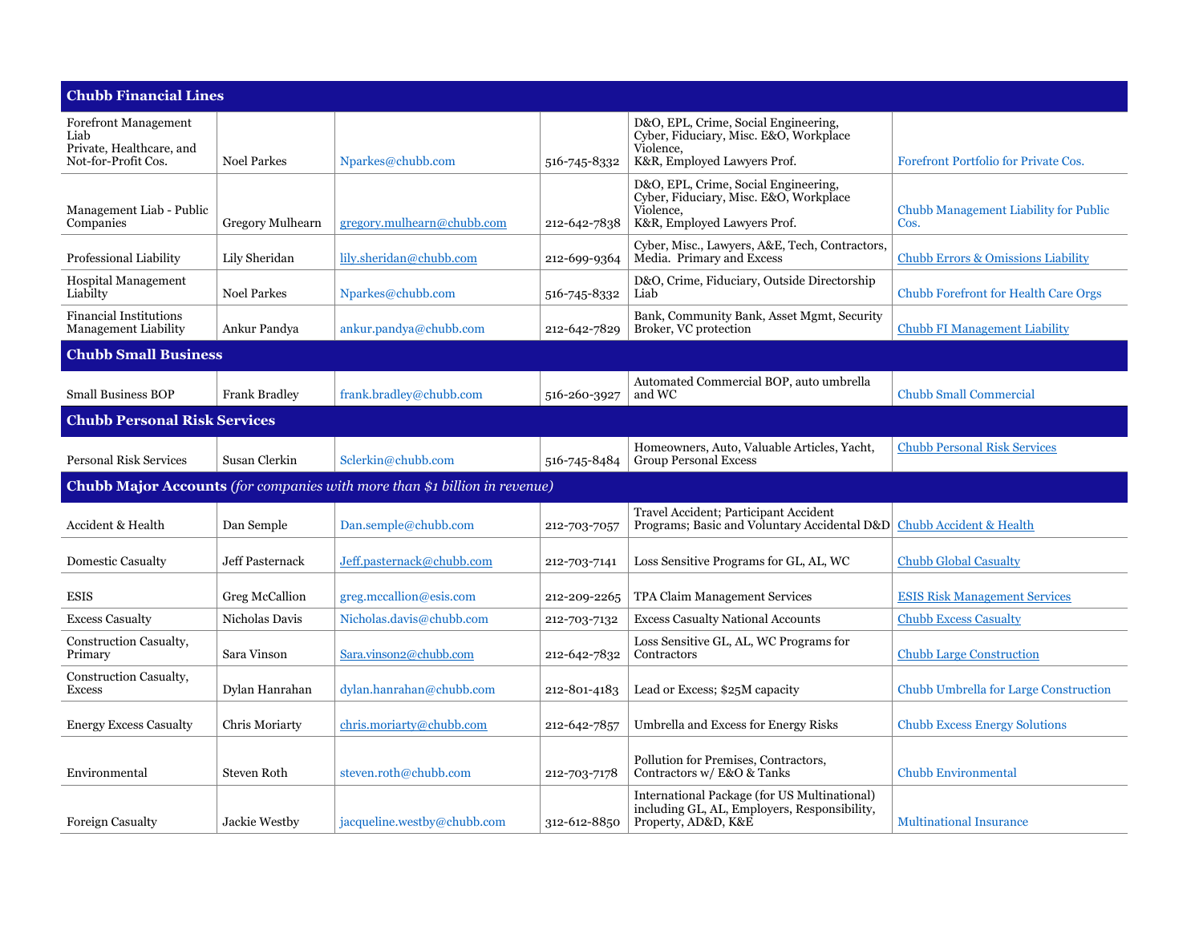| Chubb Financial Lines | | | | | |
|---|---|---|---|---|---|
| Forefront Management Liab Private, Healthcare, and Not-for-Profit Cos. | Noel Parkes | Nparkes@chubb.com | 516-745-8332 | D&O, EPL, Crime, Social Engineering, Cyber, Fiduciary, Misc. E&O, Workplace Violence, K&R, Employed Lawyers Prof. | Forefront Portfolio for Private Cos. |
| Management Liab - Public Companies | Gregory Mulhearn | gregory.mulhearn@chubb.com | 212-642-7838 | D&O, EPL, Crime, Social Engineering, Cyber, Fiduciary, Misc. E&O, Workplace Violence, K&R, Employed Lawyers Prof. | Chubb Management Liability for Public Cos. |
| Professional Liability | Lily Sheridan | lily.sheridan@chubb.com | 212-699-9364 | Cyber, Misc., Lawyers, A&E, Tech, Contractors, Media. Primary and Excess | Chubb Errors & Omissions Liability |
| Hospital Management Liabilty | Noel Parkes | Nparkes@chubb.com | 516-745-8332 | D&O, Crime, Fiduciary, Outside Directorship Liab | Chubb Forefront for Health Care Orgs |
| Financial Institutions Management Liability | Ankur Pandya | ankur.pandya@chubb.com | 212-642-7829 | Bank, Community Bank, Asset Mgmt, Security Broker, VC protection | Chubb FI Management Liability |
| **Chubb Small Business** | | | | | |
| Small Business BOP | Frank Bradley | frank.bradley@chubb.com | 516-260-3927 | Automated Commercial BOP, auto umbrella and WC | Chubb Small Commercial |
| **Chubb Personal Risk Services** | | | | | |
| Personal Risk Services | Susan Clerkin | Sclerkin@chubb.com | 516-745-8484 | Homeowners, Auto, Valuable Articles, Yacht, Group Personal Excess | Chubb Personal Risk Services |
| **Chubb Major Accounts** *(for companies with more than $1 billion in revenue)* | | | | | |
| Accident & Health | Dan Semple | Dan.semple@chubb.com | 212-703-7057 | Travel Accident; Participant Accident Programs; Basic and Voluntary Accidental D&D | Chubb Accident & Health |
| Domestic Casualty | Jeff Pasternack | Jeff.pasternack@chubb.com | 212-703-7141 | Loss Sensitive Programs for GL, AL, WC | Chubb Global Casualty |
| ESIS | Greg McCallion | greg.mccallion@esis.com | 212-209-2265 | TPA Claim Management Services | ESIS Risk Management Services |
| Excess Casualty | Nicholas Davis | Nicholas.davis@chubb.com | 212-703-7132 | Excess Casualty National Accounts | Chubb Excess Casualty |
| Construction Casualty, Primary | Sara Vinson | Sara.vinson2@chubb.com | 212-642-7832 | Loss Sensitive GL, AL, WC Programs for Contractors | Chubb Large Construction |
| Construction Casualty, Excess | Dylan Hanrahan | dylan.hanrahan@chubb.com | 212-801-4183 | Lead or Excess; $25M capacity | Chubb Umbrella for Large Construction |
| Energy Excess Casualty | Chris Moriarty | chris.moriarty@chubb.com | 212-642-7857 | Umbrella and Excess for Energy Risks | Chubb Excess Energy Solutions |
| Environmental | Steven Roth | steven.roth@chubb.com | 212-703-7178 | Pollution for Premises, Contractors, Contractors w/ E&O & Tanks | Chubb Environmental |
| Foreign Casualty | Jackie Westby | jacqueline.westby@chubb.com | 312-612-8850 | International Package (for US Multinational) including GL, AL, Employers, Responsibility, Property, AD&D, K&E | Multinational Insurance |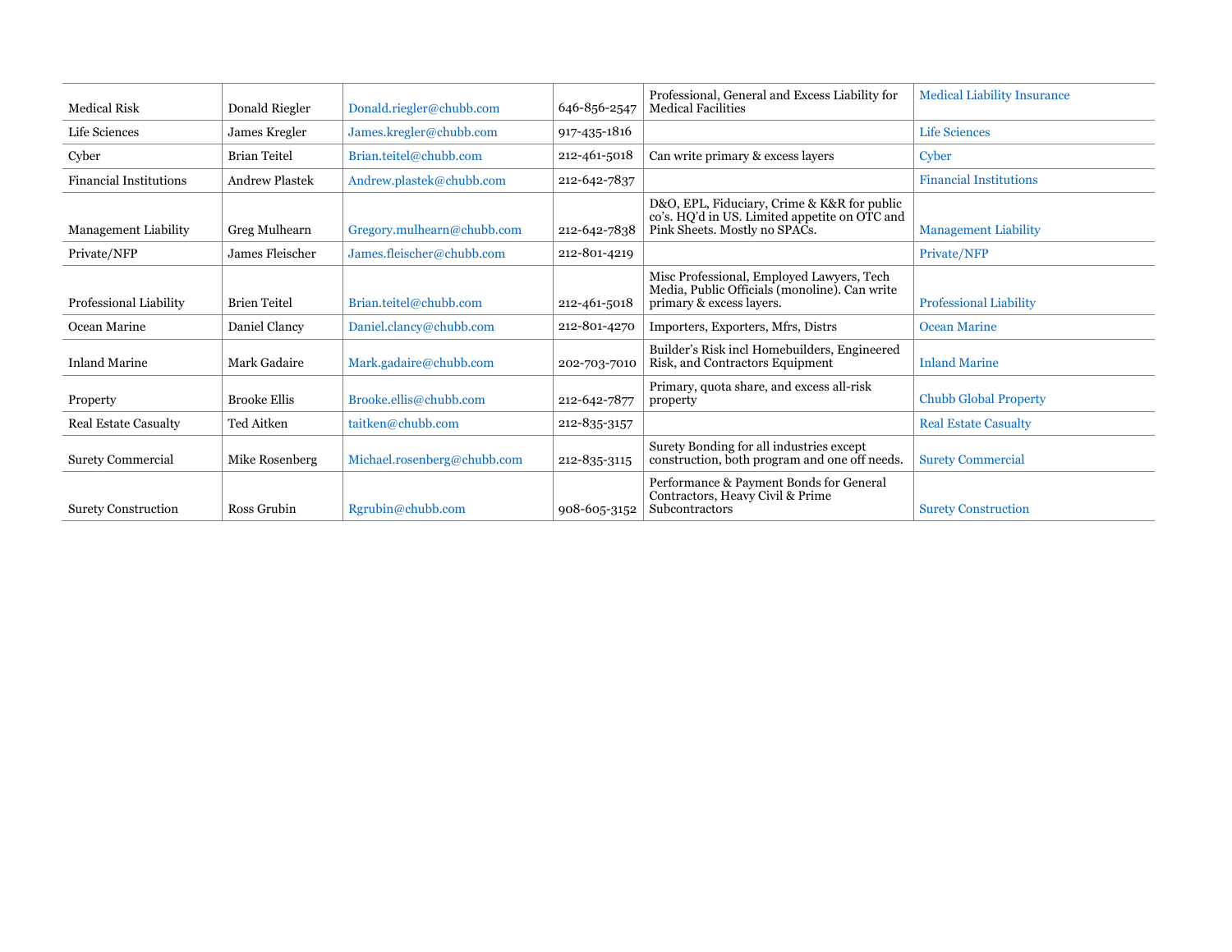| | | | | | |
|---|---|---|---|---|---|
| Medical Risk | Donald Riegler | Donald.riegler@chubb.com | 646-856-2547 | Professional, General and Excess Liability for Medical Facilities | Medical Liability Insurance |
| Life Sciences | James Kregler | James.kregler@chubb.com | 917-435-1816 | | Life Sciences |
| Cyber | Brian Teitel | Brian.teitel@chubb.com | 212-461-5018 | Can write primary & excess layers | Cyber |
| Financial Institutions | Andrew Plastek | Andrew.plastek@chubb.com | 212-642-7837 | | Financial Institutions |
| Management Liability | Greg Mulhearn | Gregory.mulhearn@chubb.com | 212-642-7838 | D&O, EPL, Fiduciary, Crime & K&R for public co's. HQ'd in US. Limited appetite on OTC and Pink Sheets. Mostly no SPACs. | Management Liability |
| Private/NFP | James Fleischer | James.fleischer@chubb.com | 212-801-4219 | | Private/NFP |
| Professional Liability | Brien Teitel | Brian.teitel@chubb.com | 212-461-5018 | Misc Professional, Employed Lawyers, Tech Media, Public Officials (monoline). Can write primary & excess layers. | Professional Liability |
| Ocean Marine | Daniel Clancy | Daniel.clancy@chubb.com | 212-801-4270 | Importers, Exporters, Mfrs, Distrs | Ocean Marine |
| Inland Marine | Mark Gadaire | Mark.gadaire@chubb.com | 202-703-7010 | Builder's Risk incl Homebuilders, Engineered Risk, and Contractors Equipment | Inland Marine |
| Property | Brooke Ellis | Brooke.ellis@chubb.com | 212-642-7877 | Primary, quota share, and excess all-risk property | Chubb Global Property |
| Real Estate Casualty | Ted Aitken | taitken@chubb.com | 212-835-3157 | | Real Estate Casualty |
| Surety Commercial | Mike Rosenberg | Michael.rosenberg@chubb.com | 212-835-3115 | Surety Bonding for all industries except construction, both program and one off needs. | Surety Commercial |
| Surety Construction | Ross Grubin | Rgrubin@chubb.com | 908-605-3152 | Performance & Payment Bonds for General Contractors, Heavy Civil & Prime Subcontractors | Surety Construction |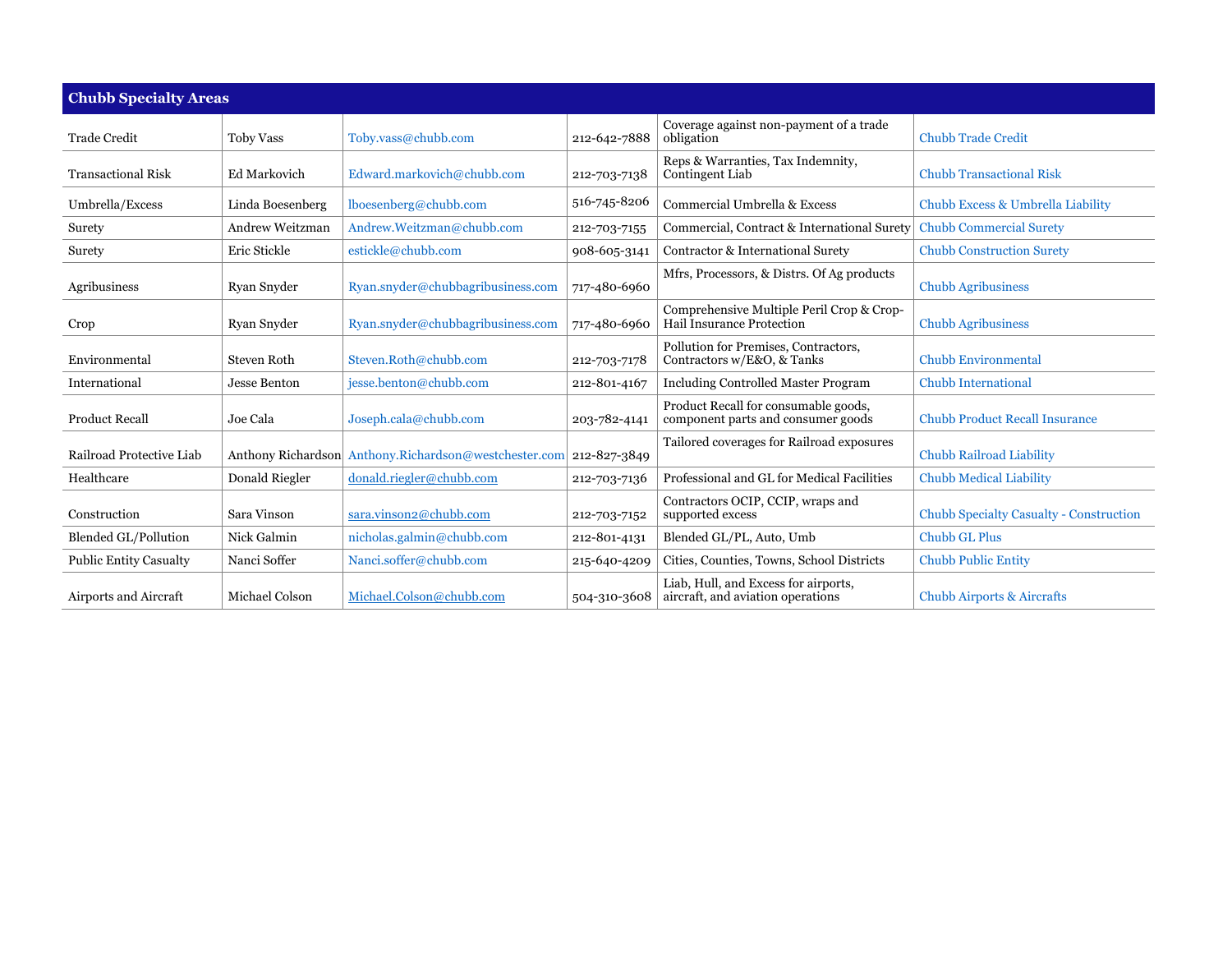| Chubb Specialty Areas | | | | | |
|---|---|---|---|---|---|
| Trade Credit | Toby Vass | Toby.vass@chubb.com | 212-642-7888 | Coverage against non-payment of a trade obligation | Chubb Trade Credit |
| Transactional Risk | Ed Markovich | Edward.markovich@chubb.com | 212-703-7138 | Reps & Warranties, Tax Indemnity, Contingent Liab | Chubb Transactional Risk |
| Umbrella/Excess | Linda Boesenberg | lboesenberg@chubb.com | 516-745-8206 | Commercial Umbrella & Excess | Chubb Excess & Umbrella Liability |
| Surety | Andrew Weitzman | Andrew.Weitzman@chubb.com | 212-703-7155 | Commercial, Contract & International Surety | Chubb Commercial Surety |
| Surety | Eric Stickle | estickle@chubb.com | 908-605-3141 | Contractor & International Surety | Chubb Construction Surety |
| Agribusiness | Ryan Snyder | Ryan.snyder@chubbagribusiness.com | 717-480-6960 | Mfrs, Processors, & Distrs. Of Ag products | Chubb Agribusiness |
| Crop | Ryan Snyder | Ryan.snyder@chubbagribusiness.com | 717-480-6960 | Comprehensive Multiple Peril Crop & Crop-Hail Insurance Protection | Chubb Agribusiness |
| Environmental | Steven Roth | Steven.Roth@chubb.com | 212-703-7178 | Pollution for Premises, Contractors, Contractors w/E&O, & Tanks | Chubb Environmental |
| International | Jesse Benton | jesse.benton@chubb.com | 212-801-4167 | Including Controlled Master Program | Chubb International |
| Product Recall | Joe Cala | Joseph.cala@chubb.com | 203-782-4141 | Product Recall for consumable goods, component parts and consumer goods | Chubb Product Recall Insurance |
| Railroad Protective Liab | Anthony Richardson | Anthony.Richardson@westchester.com | 212-827-3849 | Tailored coverages for Railroad exposures | Chubb Railroad Liability |
| Healthcare | Donald Riegler | donald.riegler@chubb.com | 212-703-7136 | Professional and GL for Medical Facilities | Chubb Medical Liability |
| Construction | Sara Vinson | sara.vinson2@chubb.com | 212-703-7152 | Contractors OCIP, CCIP, wraps and supported excess | Chubb Specialty Casualty - Construction |
| Blended GL/Pollution | Nick Galmin | nicholas.galmin@chubb.com | 212-801-4131 | Blended GL/PL, Auto, Umb | Chubb GL Plus |
| Public Entity Casualty | Nanci Soffer | Nanci.soffer@chubb.com | 215-640-4209 | Cities, Counties, Towns, School Districts | Chubb Public Entity |
| Airports and Aircraft | Michael Colson | Michael.Colson@chubb.com | 504-310-3608 | Liab, Hull, and Excess for airports, aircraft, and aviation operations | Chubb Airports & Aircrafts |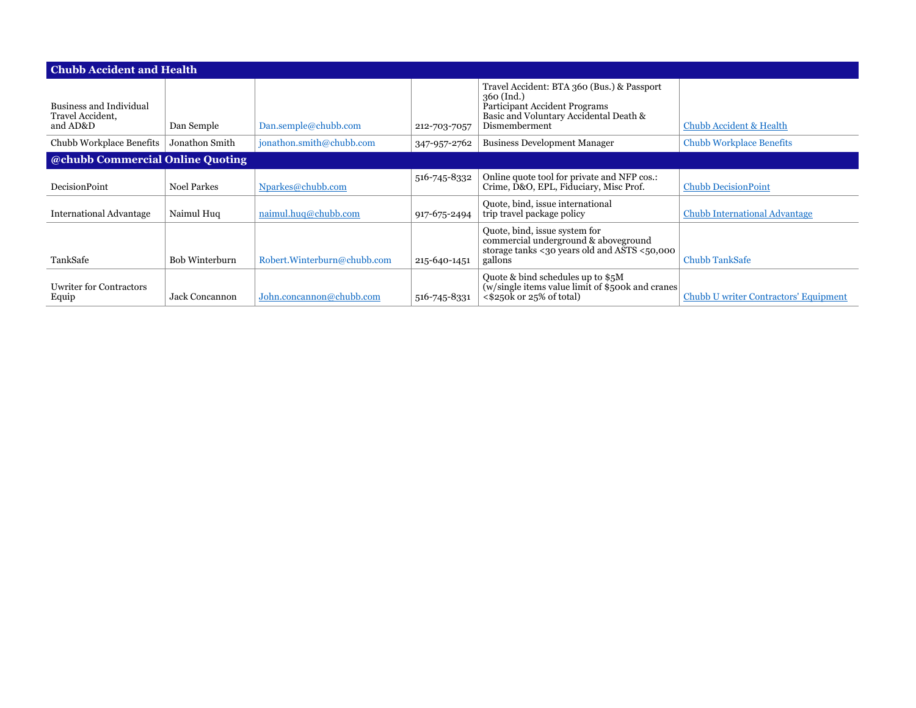| | | | | | |
|---|---|---|---|---|---|
| **Chubb Accident and Health** | | | | | |
| Business and Individual Travel Accident, and AD&D | Dan Semple | Dan.semple@chubb.com | 212-703-7057 | Travel Accident: BTA 360 (Bus.) & Passport 360 (Ind.) Participant Accident Programs Basic and Voluntary Accidental Death & Dismemberment | Chubb Accident & Health |
| Chubb Workplace Benefits | Jonathon Smith | jonathon.smith@chubb.com | 347-957-2762 | Business Development Manager | Chubb Workplace Benefits |
| **@chubb Commercial Online Quoting** | | | | | |
| DecisionPoint | Noel Parkes | Nparkes@chubb.com | 516-745-8332 | Online quote tool for private and NFP cos.: Crime, D&O, EPL, Fiduciary, Misc Prof. | Chubb DecisionPoint |
| International Advantage | Naimul Huq | naimul.huq@chubb.com | 917-675-2494 | Quote, bind, issue international trip travel package policy | Chubb International Advantage |
| TankSafe | Bob Winterburn | Robert.Winterburn@chubb.com | 215-640-1451 | Quote, bind, issue system for commercial underground & aboveground storage tanks <30 years old and ASTS <50,000 gallons | Chubb TankSafe |
| Uwriter for Contractors Equip | Jack Concannon | John.concannon@chubb.com | 516-745-8331 | Quote & bind schedules up to $5M (w/single items value limit of $500k and cranes <$250k or 25% of total) | Chubb U writer Contractors' Equipment |